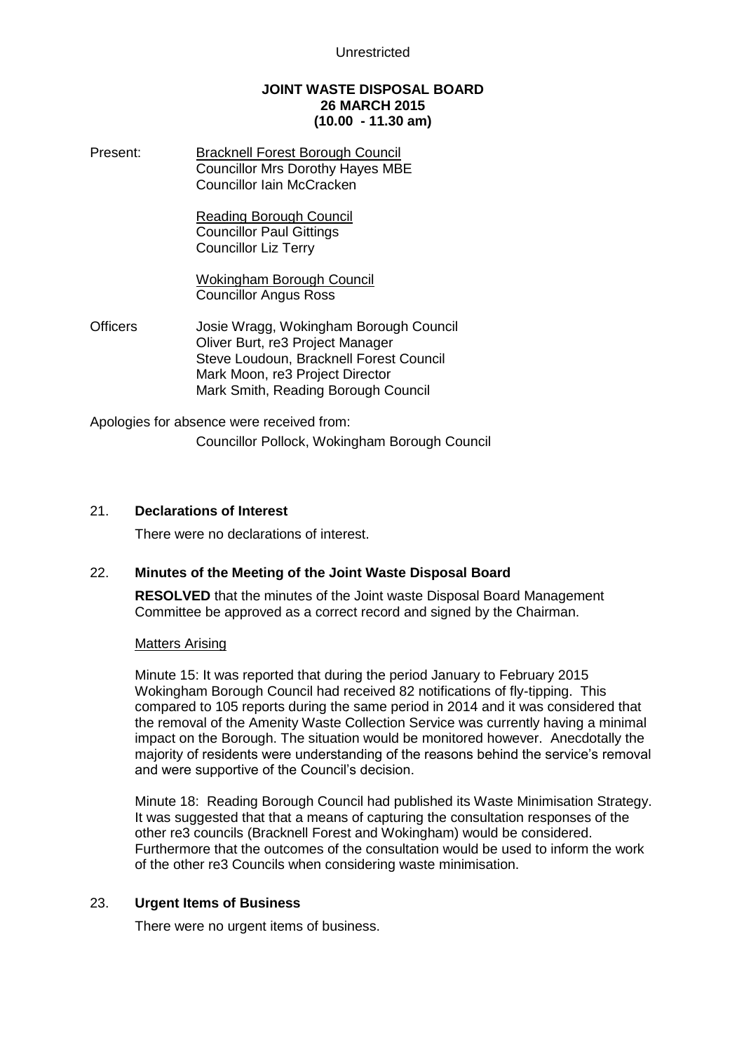Unrestricted

**JOINT WASTE DISPOSAL BOARD**
**26 MARCH 2015**
**(10.00 - 11.30 am)**

Present:

<u>Bracknell Forest Borough Council</u>
Councillor Mrs Dorothy Hayes MBE
Councillor Iain McCracken

<u>Reading Borough Council</u>
Councillor Paul Gittings
Councillor Liz Terry

<u>Wokingham Borough Council</u>
Councillor Angus Ross

Officers

Josie Wragg, Wokingham Borough Council
Oliver Burt, re3 Project Manager
Steve Loudoun, Bracknell Forest Council
Mark Moon, re3 Project Director
Mark Smith, Reading Borough Council

Apologies for absence were received from:

Councillor Pollock, Wokingham Borough Council

## 21. **Declarations of Interest**

There were no declarations of interest.

## 22. **Minutes of the Meeting of the Joint Waste Disposal Board**

**RESOLVED** that the minutes of the Joint waste Disposal Board Management Committee be approved as a correct record and signed by the Chairman.

<u>Matters Arising</u>

Minute 15: It was reported that during the period January to February 2015 Wokingham Borough Council had received 82 notifications of fly-tipping. This compared to 105 reports during the same period in 2014 and it was considered that the removal of the Amenity Waste Collection Service was currently having a minimal impact on the Borough. The situation would be monitored however. Anecdotally the majority of residents were understanding of the reasons behind the service's removal and were supportive of the Council's decision.

Minute 18: Reading Borough Council had published its Waste Minimisation Strategy. It was suggested that that a means of capturing the consultation responses of the other re3 councils (Bracknell Forest and Wokingham) would be considered. Furthermore that the outcomes of the consultation would be used to inform the work of the other re3 Councils when considering waste minimisation.

## 23. **Urgent Items of Business**

There were no urgent items of business.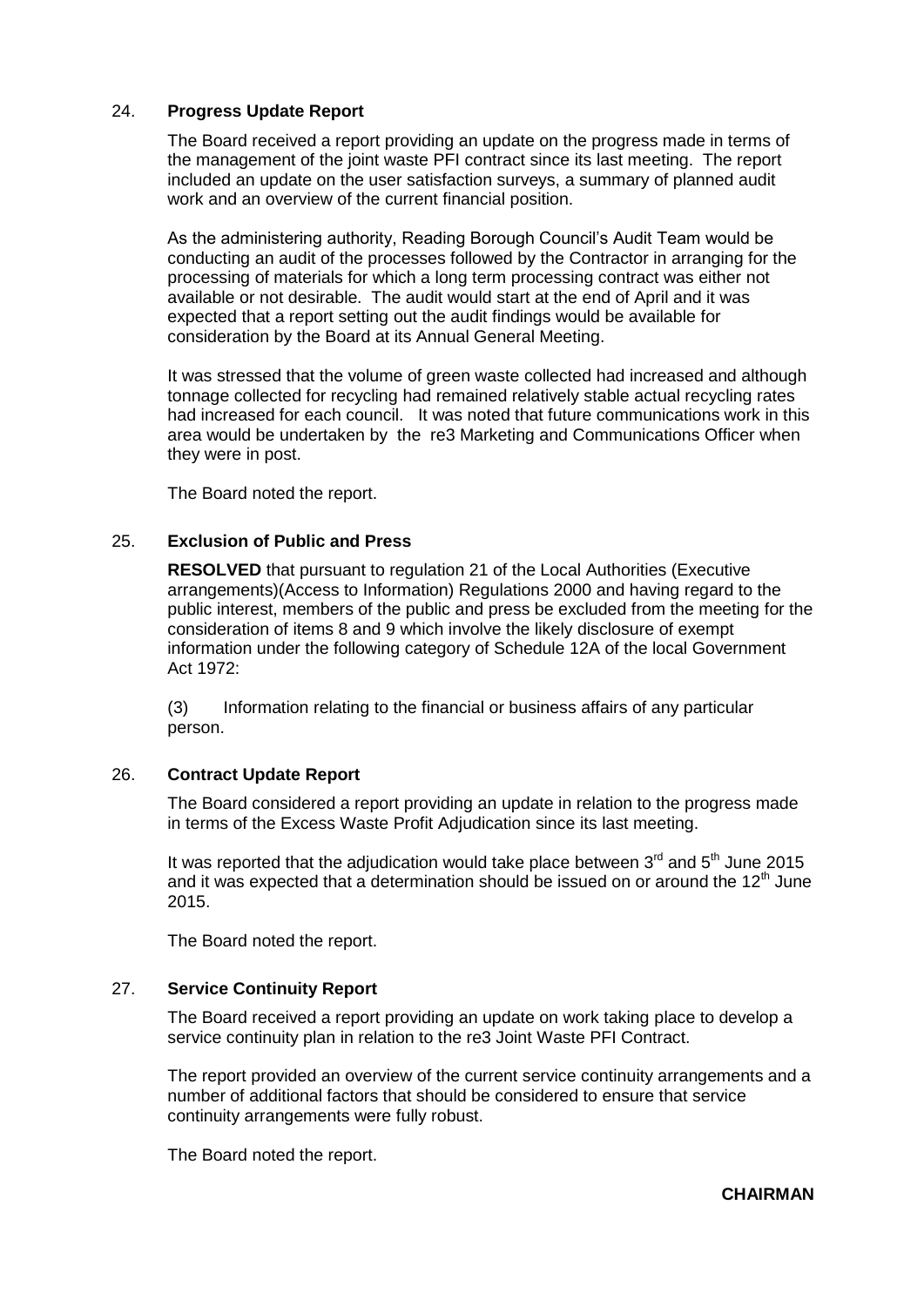24. **Progress Update Report**

The Board received a report providing an update on the progress made in terms of the management of the joint waste PFI contract since its last meeting. The report included an update on the user satisfaction surveys, a summary of planned audit work and an overview of the current financial position.

As the administering authority, Reading Borough Council's Audit Team would be conducting an audit of the processes followed by the Contractor in arranging for the processing of materials for which a long term processing contract was either not available or not desirable. The audit would start at the end of April and it was expected that a report setting out the audit findings would be available for consideration by the Board at its Annual General Meeting.

It was stressed that the volume of green waste collected had increased and although tonnage collected for recycling had remained relatively stable actual recycling rates had increased for each council. It was noted that future communications work in this area would be undertaken by the re3 Marketing and Communications Officer when they were in post.

The Board noted the report.

25. **Exclusion of Public and Press**

**RESOLVED** that pursuant to regulation 21 of the Local Authorities (Executive arrangements)(Access to Information) Regulations 2000 and having regard to the public interest, members of the public and press be excluded from the meeting for the consideration of items 8 and 9 which involve the likely disclosure of exempt information under the following category of Schedule 12A of the local Government Act 1972:

(3) Information relating to the financial or business affairs of any particular person.

26. **Contract Update Report**

The Board considered a report providing an update in relation to the progress made in terms of the Excess Waste Profit Adjudication since its last meeting.

It was reported that the adjudication would take place between 3rd and 5th June 2015 and it was expected that a determination should be issued on or around the 12th June 2015.

The Board noted the report.

27. **Service Continuity Report**

The Board received a report providing an update on work taking place to develop a service continuity plan in relation to the re3 Joint Waste PFI Contract.

The report provided an overview of the current service continuity arrangements and a number of additional factors that should be considered to ensure that service continuity arrangements were fully robust.

The Board noted the report.

**CHAIRMAN**